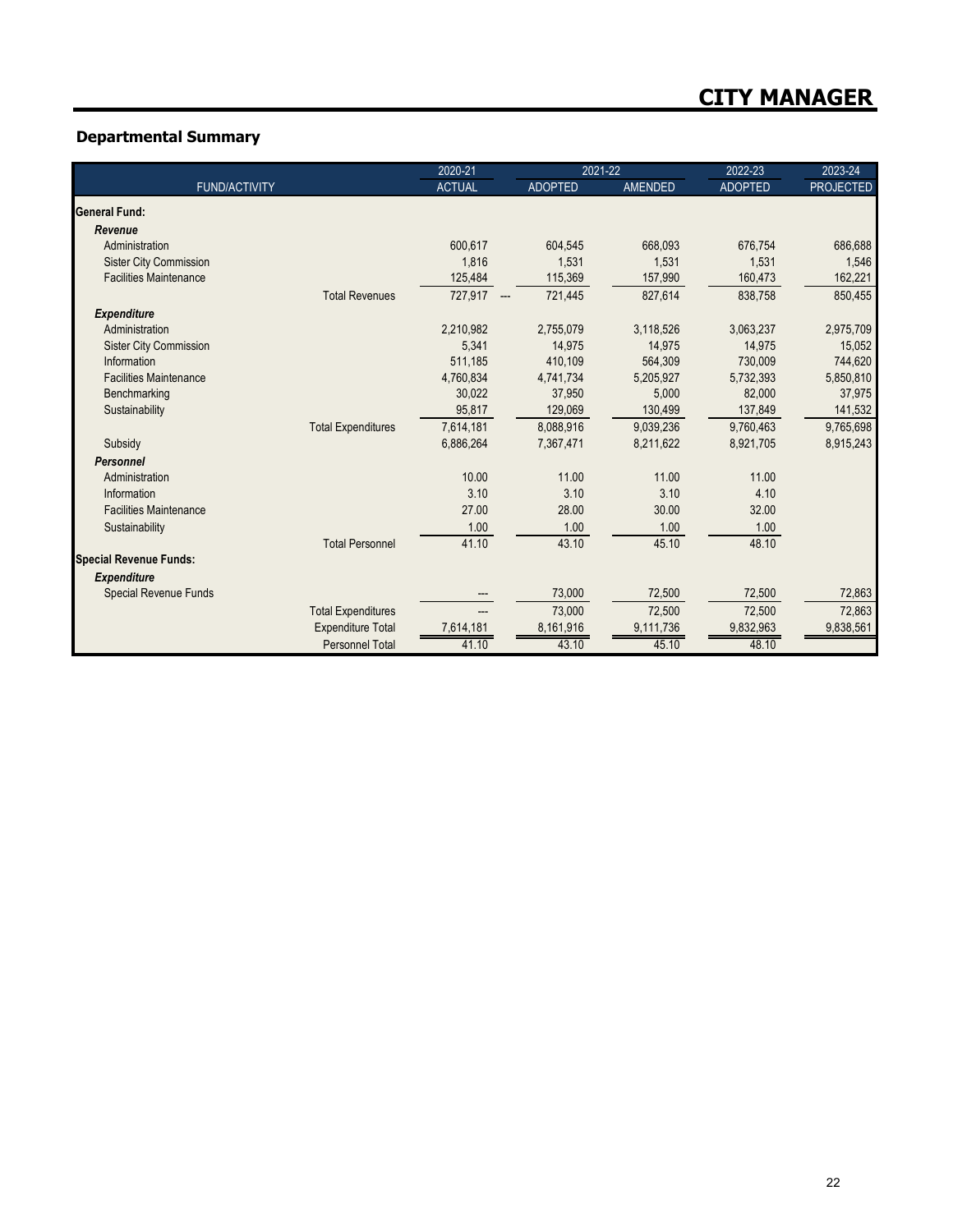# CITY MANAGER

## Departmental Summary

| FUND/ACTIVITY | | 2020-21 ACTUAL | 2021-22 ADOPTED | 2021-22 AMENDED | 2022-23 ADOPTED | 2023-24 PROJECTED |
|---|---|---|---|---|---|---|
| **General Fund:** | | | | | | |
| ***Revenue*** | | | | | | |
| Administration | | 600,617 | 604,545 | 668,093 | 676,754 | 686,688 |
| Sister City Commission | | 1,816 | 1,531 | 1,531 | 1,531 | 1,546 |
| Facilities Maintenance | | 125,484 | 115,369 | 157,990 | 160,473 | 162,221 |
| | Total Revenues | 727,917 | 721,445 | 827,614 | 838,758 | 850,455 |
| ***Expenditure*** | | | | | | |
| Administration | | 2,210,982 | 2,755,079 | 3,118,526 | 3,063,237 | 2,975,709 |
| Sister City Commission | | 5,341 | 14,975 | 14,975 | 14,975 | 15,052 |
| Information | | 511,185 | 410,109 | 564,309 | 730,009 | 744,620 |
| Facilities Maintenance | | 4,760,834 | 4,741,734 | 5,205,927 | 5,732,393 | 5,850,810 |
| Benchmarking | | 30,022 | 37,950 | 5,000 | 82,000 | 37,975 |
| Sustainability | | 95,817 | 129,069 | 130,499 | 137,849 | 141,532 |
| | Total Expenditures | 7,614,181 | 8,088,916 | 9,039,236 | 9,760,463 | 9,765,698 |
| Subsidy | | 6,886,264 | 7,367,471 | 8,211,622 | 8,921,705 | 8,915,243 |
| ***Personnel*** | | | | | | |
| Administration | | 10.00 | 11.00 | 11.00 | 11.00 | |
| Information | | 3.10 | 3.10 | 3.10 | 4.10 | |
| Facilities Maintenance | | 27.00 | 28.00 | 30.00 | 32.00 | |
| Sustainability | | 1.00 | 1.00 | 1.00 | 1.00 | |
| | Total Personnel | 41.10 | 43.10 | 45.10 | 48.10 | |
| **Special Revenue Funds:** | | | | | | |
| ***Expenditure*** | | | | | | |
| Special Revenue Funds | | --- | 73,000 | 72,500 | 72,500 | 72,863 |
| | Total Expenditures | --- | 73,000 | 72,500 | 72,500 | 72,863 |
| | Expenditure Total | 7,614,181 | 8,161,916 | 9,111,736 | 9,832,963 | 9,838,561 |
| | Personnel Total | 41.10 | 43.10 | 45.10 | 48.10 | |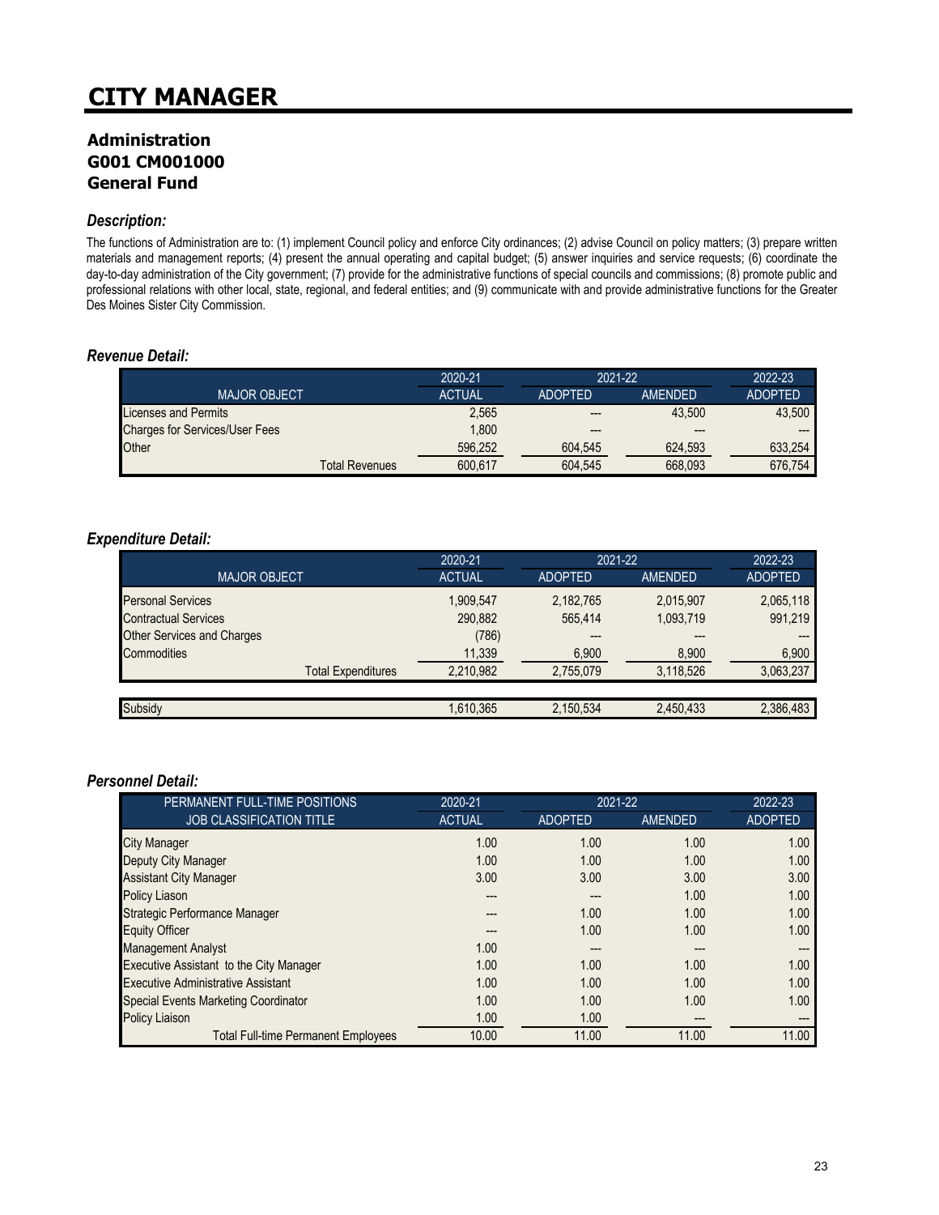# CITY MANAGER

## Administration
## G001 CM001000
## General Fund

### *Description:*

The functions of Administration are to: (1) implement Council policy and enforce City ordinances; (2) advise Council on policy matters; (3) prepare written materials and management reports; (4) present the annual operating and capital budget; (5) answer inquiries and service requests; (6) coordinate the day-to-day administration of the City government; (7) provide for the administrative functions of special councils and commissions; (8) promote public and professional relations with other local, state, regional, and federal entities; and (9) communicate with and provide administrative functions for the Greater Des Moines Sister City Commission.

### *Revenue Detail:*

| | 2020-21 | 2021-22 | | 2022-23 |
|---|---|---|---|---|
| MAJOR OBJECT | ACTUAL | ADOPTED | AMENDED | ADOPTED |
| Licenses and Permits | 2,565 | --- | 43,500 | 43,500 |
| Charges for Services/User Fees | 1,800 | --- | --- | --- |
| Other | 596,252 | 604,545 | 624,593 | 633,254 |
| Total Revenues | 600,617 | 604,545 | 668,093 | 676,754 |

### *Expenditure Detail:*

| | 2020-21 | 2021-22 | | 2022-23 |
|---|---|---|---|---|
| MAJOR OBJECT | ACTUAL | ADOPTED | AMENDED | ADOPTED |
| Personal Services | 1,909,547 | 2,182,765 | 2,015,907 | 2,065,118 |
| Contractual Services | 290,882 | 565,414 | 1,093,719 | 991,219 |
| Other Services and Charges | (786) | --- | --- | --- |
| Commodities | 11,339 | 6,900 | 8,900 | 6,900 |
| Total Expenditures | 2,210,982 | 2,755,079 | 3,118,526 | 3,063,237 |
| | | | | |
| Subsidy | 1,610,365 | 2,150,534 | 2,450,433 | 2,386,483 |

### *Personnel Detail:*

| PERMANENT FULL-TIME POSITIONS | 2020-21 | 2021-22 | | 2022-23 |
|---|---|---|---|---|
| JOB CLASSIFICATION TITLE | ACTUAL | ADOPTED | AMENDED | ADOPTED |
| City Manager | 1.00 | 1.00 | 1.00 | 1.00 |
| Deputy City Manager | 1.00 | 1.00 | 1.00 | 1.00 |
| Assistant City Manager | 3.00 | 3.00 | 3.00 | 3.00 |
| Policy Liason | --- | --- | 1.00 | 1.00 |
| Strategic Performance Manager | --- | 1.00 | 1.00 | 1.00 |
| Equity Officer | --- | 1.00 | 1.00 | 1.00 |
| Management Analyst | 1.00 | --- | --- | --- |
| Executive Assistant to the City Manager | 1.00 | 1.00 | 1.00 | 1.00 |
| Executive Administrative Assistant | 1.00 | 1.00 | 1.00 | 1.00 |
| Special Events Marketing Coordinator | 1.00 | 1.00 | 1.00 | 1.00 |
| Policy Liaison | 1.00 | 1.00 | --- | --- |
| Total Full-time Permanent Employees | 10.00 | 11.00 | 11.00 | 11.00 |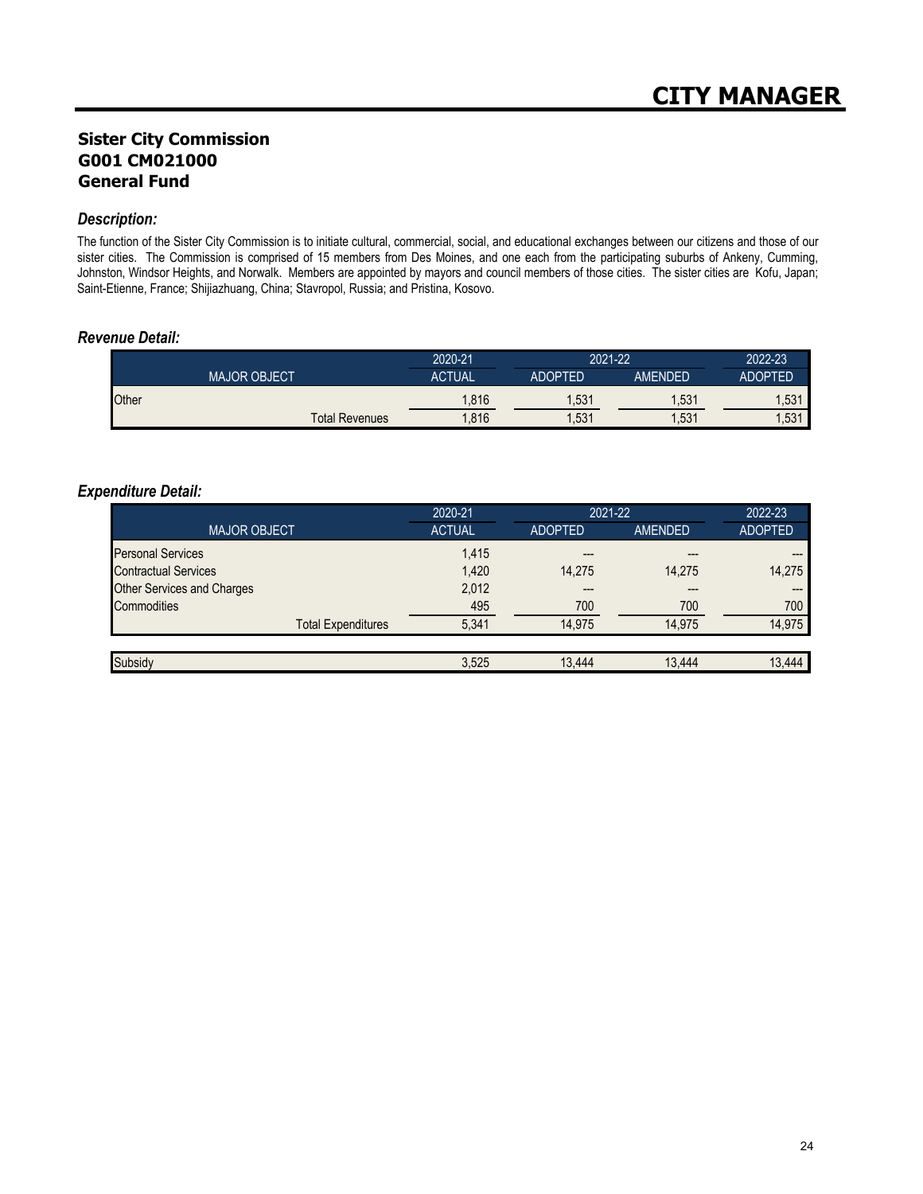# CITY MANAGER

## Sister City Commission
## G001 CM021000
## General Fund

### *Description:*

The function of the Sister City Commission is to initiate cultural, commercial, social, and educational exchanges between our citizens and those of our sister cities. The Commission is comprised of 15 members from Des Moines, and one each from the participating suburbs of Ankeny, Cumming, Johnston, Windsor Heights, and Norwalk. Members are appointed by mayors and council members of those cities. The sister cities are Kofu, Japan; Saint-Etienne, France; Shijiazhuang, China; Stavropol, Russia; and Pristina, Kosovo.

### *Revenue Detail:*

| | 2020-21 | 2021-22 | | 2022-23 |
|---|---|---|---|---|
| MAJOR OBJECT | ACTUAL | ADOPTED | AMENDED | ADOPTED |
| Other | 1,816 | 1,531 | 1,531 | 1,531 |
| Total Revenues | 1,816 | 1,531 | 1,531 | 1,531 |

### *Expenditure Detail:*

| | 2020-21 | 2021-22 | | 2022-23 |
|---|---|---|---|---|
| MAJOR OBJECT | ACTUAL | ADOPTED | AMENDED | ADOPTED |
| Personal Services | 1,415 | --- | --- | --- |
| Contractual Services | 1,420 | 14,275 | 14,275 | 14,275 |
| Other Services and Charges | 2,012 | --- | --- | --- |
| Commodities | 495 | 700 | 700 | 700 |
| Total Expenditures | 5,341 | 14,975 | 14,975 | 14,975 |
| Subsidy | 3,525 | 13,444 | 13,444 | 13,444 |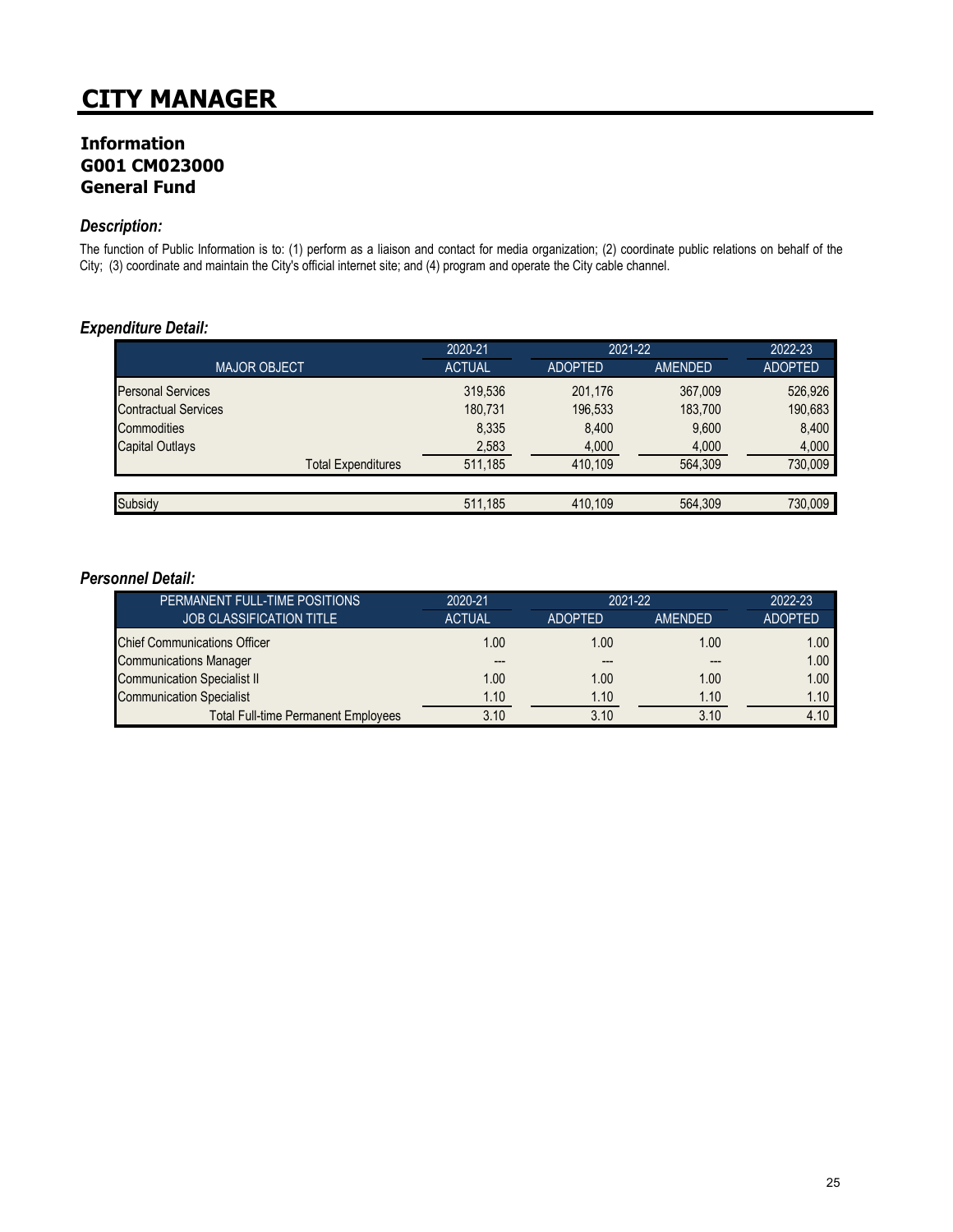# CITY MANAGER

## Information
## G001 CM023000
## General Fund

### *Description:*

The function of Public Information is to: (1) perform as a liaison and contact for media organization; (2) coordinate public relations on behalf of the City; (3) coordinate and maintain the City's official internet site; and (4) program and operate the City cable channel.

### *Expenditure Detail:*

| MAJOR OBJECT | 2020-21 ACTUAL | 2021-22 ADOPTED | 2021-22 AMENDED | 2022-23 ADOPTED |
|---|---|---|---|---|
| Personal Services | 319,536 | 201,176 | 367,009 | 526,926 |
| Contractual Services | 180,731 | 196,533 | 183,700 | 190,683 |
| Commodities | 8,335 | 8,400 | 9,600 | 8,400 |
| Capital Outlays | 2,583 | 4,000 | 4,000 | 4,000 |
| Total Expenditures | 511,185 | 410,109 | 564,309 | 730,009 |
| Subsidy | 511,185 | 410,109 | 564,309 | 730,009 |

### *Personnel Detail:*

| PERMANENT FULL-TIME POSITIONS JOB CLASSIFICATION TITLE | 2020-21 ACTUAL | 2021-22 ADOPTED | 2021-22 AMENDED | 2022-23 ADOPTED |
|---|---|---|---|---|
| Chief Communications Officer | 1.00 | 1.00 | 1.00 | 1.00 |
| Communications Manager | --- | --- | --- | 1.00 |
| Communication Specialist II | 1.00 | 1.00 | 1.00 | 1.00 |
| Communication Specialist | 1.10 | 1.10 | 1.10 | 1.10 |
| Total Full-time Permanent Employees | 3.10 | 3.10 | 3.10 | 4.10 |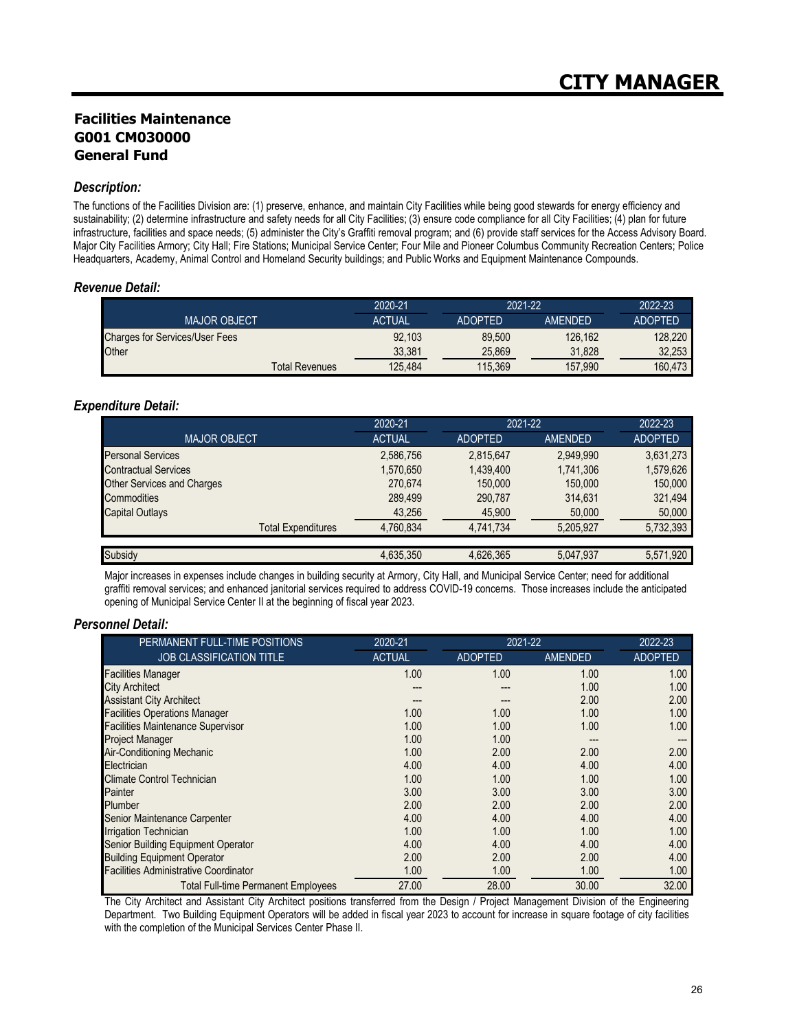# CITY MANAGER

## Facilities Maintenance
## G001 CM030000
## General Fund

### *Description:*

The functions of the Facilities Division are: (1) preserve, enhance, and maintain City Facilities while being good stewards for energy efficiency and sustainability; (2) determine infrastructure and safety needs for all City Facilities; (3) ensure code compliance for all City Facilities; (4) plan for future infrastructure, facilities and space needs; (5) administer the City's Graffiti removal program; and (6) provide staff services for the Access Advisory Board. Major City Facilities Armory; City Hall; Fire Stations; Municipal Service Center; Four Mile and Pioneer Columbus Community Recreation Centers; Police Headquarters, Academy, Animal Control and Homeland Security buildings; and Public Works and Equipment Maintenance Compounds.

### *Revenue Detail:*

| | 2020-21 | 2021-22 | | 2022-23 |
|---|---|---|---|---|
| MAJOR OBJECT | ACTUAL | ADOPTED | AMENDED | ADOPTED |
| Charges for Services/User Fees | 92,103 | 89,500 | 126,162 | 128,220 |
| Other | 33,381 | 25,869 | 31,828 | 32,253 |
| Total Revenues | 125,484 | 115,369 | 157,990 | 160,473 |

### *Expenditure Detail:*

| | 2020-21 | 2021-22 | | 2022-23 |
|---|---|---|---|---|
| MAJOR OBJECT | ACTUAL | ADOPTED | AMENDED | ADOPTED |
| Personal Services | 2,586,756 | 2,815,647 | 2,949,990 | 3,631,273 |
| Contractual Services | 1,570,650 | 1,439,400 | 1,741,306 | 1,579,626 |
| Other Services and Charges | 270,674 | 150,000 | 150,000 | 150,000 |
| Commodities | 289,499 | 290,787 | 314,631 | 321,494 |
| Capital Outlays | 43,256 | 45,900 | 50,000 | 50,000 |
| Total Expenditures | 4,760,834 | 4,741,734 | 5,205,927 | 5,732,393 |
| | | | | |
| Subsidy | 4,635,350 | 4,626,365 | 5,047,937 | 5,571,920 |

Major increases in expenses include changes in building security at Armory, City Hall, and Municipal Service Center; need for additional graffiti removal services; and enhanced janitorial services required to address COVID-19 concerns. Those increases include the anticipated opening of Municipal Service Center II at the beginning of fiscal year 2023.

### *Personnel Detail:*

| PERMANENT FULL-TIME POSITIONS | 2020-21 | 2021-22 | | 2022-23 |
|---|---|---|---|---|
| JOB CLASSIFICATION TITLE | ACTUAL | ADOPTED | AMENDED | ADOPTED |
| Facilities Manager | 1.00 | 1.00 | 1.00 | 1.00 |
| City Architect | --- | --- | 1.00 | 1.00 |
| Assistant City Architect | --- | --- | 2.00 | 2.00 |
| Facilities Operations Manager | 1.00 | 1.00 | 1.00 | 1.00 |
| Facilities Maintenance Supervisor | 1.00 | 1.00 | 1.00 | 1.00 |
| Project Manager | 1.00 | 1.00 | --- | --- |
| Air-Conditioning Mechanic | 1.00 | 2.00 | 2.00 | 2.00 |
| Electrician | 4.00 | 4.00 | 4.00 | 4.00 |
| Climate Control Technician | 1.00 | 1.00 | 1.00 | 1.00 |
| Painter | 3.00 | 3.00 | 3.00 | 3.00 |
| Plumber | 2.00 | 2.00 | 2.00 | 2.00 |
| Senior Maintenance Carpenter | 4.00 | 4.00 | 4.00 | 4.00 |
| Irrigation Technician | 1.00 | 1.00 | 1.00 | 1.00 |
| Senior Building Equipment Operator | 4.00 | 4.00 | 4.00 | 4.00 |
| Building Equipment Operator | 2.00 | 2.00 | 2.00 | 4.00 |
| Facilities Administrative Coordinator | 1.00 | 1.00 | 1.00 | 1.00 |
| Total Full-time Permanent Employees | 27.00 | 28.00 | 30.00 | 32.00 |

The City Architect and Assistant City Architect positions transferred from the Design / Project Management Division of the Engineering Department. Two Building Equipment Operators will be added in fiscal year 2023 to account for increase in square footage of city facilities with the completion of the Municipal Services Center Phase II.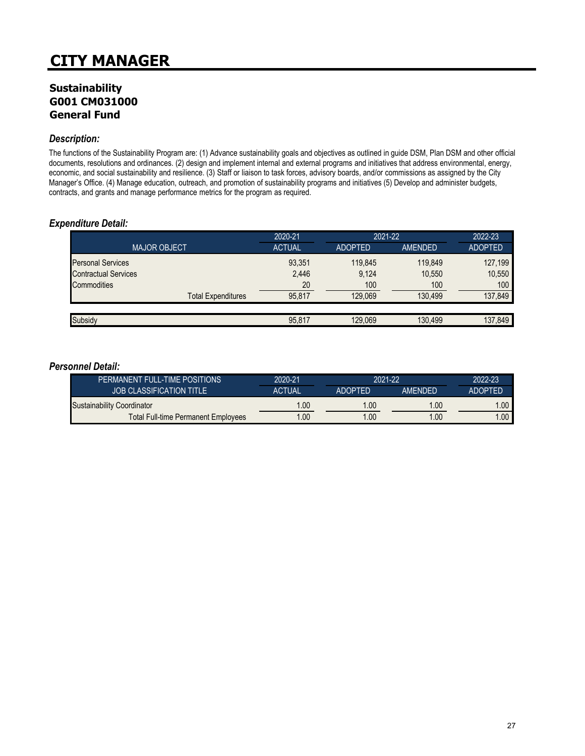# CITY MANAGER

## Sustainability
## G001 CM031000
## General Fund

### *Description:*

The functions of the Sustainability Program are: (1) Advance sustainability goals and objectives as outlined in guide DSM, Plan DSM and other official documents, resolutions and ordinances. (2) design and implement internal and external programs and initiatives that address environmental, energy, economic, and social sustainability and resilience. (3) Staff or liaison to task forces, advisory boards, and/or commissions as assigned by the City Manager's Office. (4) Manage education, outreach, and promotion of sustainability programs and initiatives (5) Develop and administer budgets, contracts, and grants and manage performance metrics for the program as required.

### *Expenditure Detail:*

| | 2020-21 | 2021-22 | | 2022-23 |
|---|---|---|---|---|
| MAJOR OBJECT | ACTUAL | ADOPTED | AMENDED | ADOPTED |
| Personal Services | 93,351 | 119,845 | 119,849 | 127,199 |
| Contractual Services | 2,446 | 9,124 | 10,550 | 10,550 |
| Commodities | 20 | 100 | 100 | 100 |
| Total Expenditures | 95,817 | 129,069 | 130,499 | 137,849 |
| Subsidy | 95,817 | 129,069 | 130,499 | 137,849 |

### *Personnel Detail:*

| PERMANENT FULL-TIME POSITIONS | 2020-21 | 2021-22 | | 2022-23 |
|---|---|---|---|---|
| JOB CLASSIFICATION TITLE | ACTUAL | ADOPTED | AMENDED | ADOPTED |
| Sustainability Coordinator | 1.00 | 1.00 | 1.00 | 1.00 |
| Total Full-time Permanent Employees | 1.00 | 1.00 | 1.00 | 1.00 |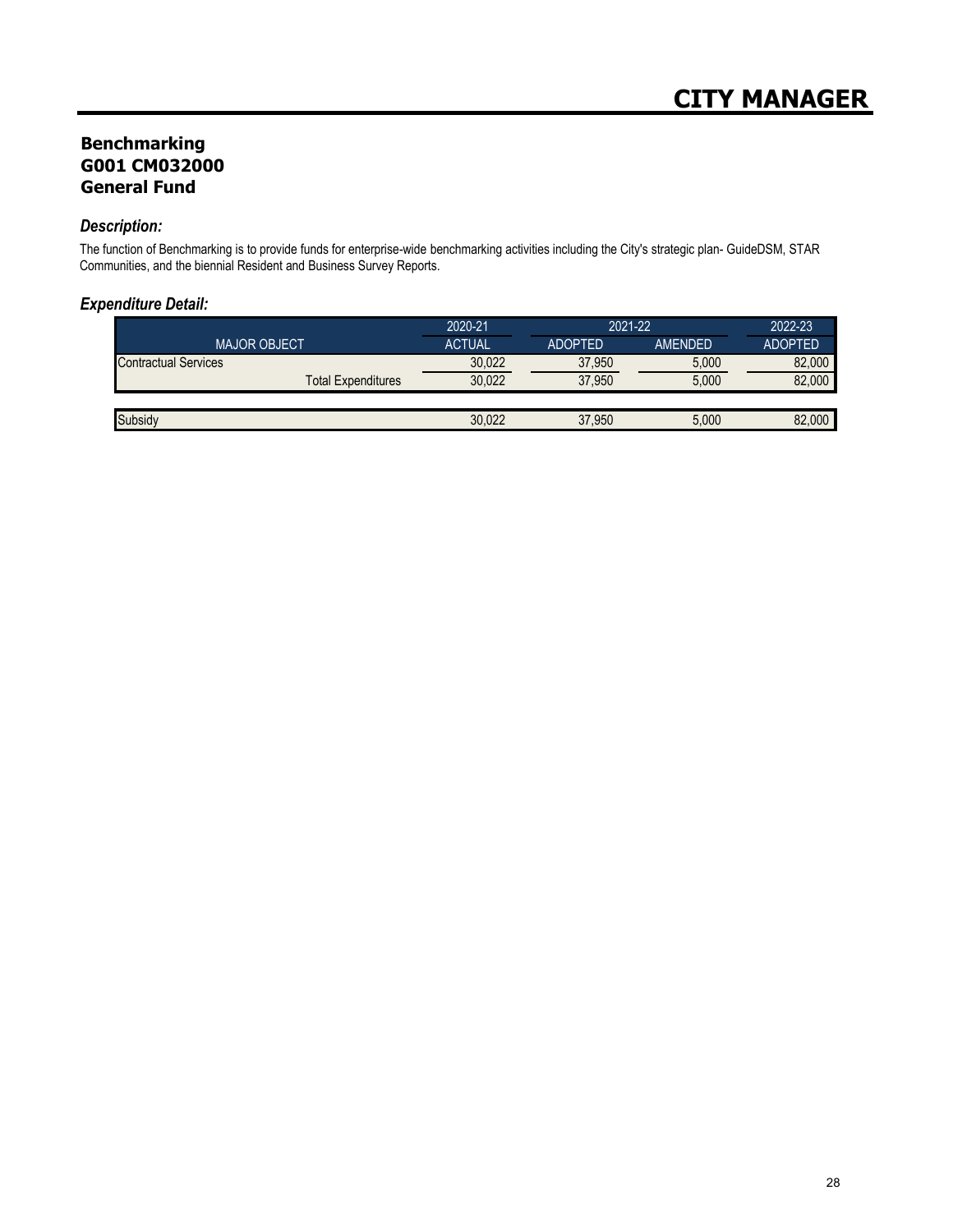# CITY MANAGER

## Benchmarking
## G001 CM032000
## General Fund

### *Description:*

The function of Benchmarking is to provide funds for enterprise-wide benchmarking activities including the City's strategic plan- GuideDSM, STAR Communities, and the biennial Resident and Business Survey Reports.

### *Expenditure Detail:*

| | 2020-21 | 2021-22 | | 2022-23 |
|---|---|---|---|---|
| MAJOR OBJECT | ACTUAL | ADOPTED | AMENDED | ADOPTED |
| Contractual Services | 30,022 | 37,950 | 5,000 | 82,000 |
| Total Expenditures | 30,022 | 37,950 | 5,000 | 82,000 |
| | | | | |
| Subsidy | 30,022 | 37,950 | 5,000 | 82,000 |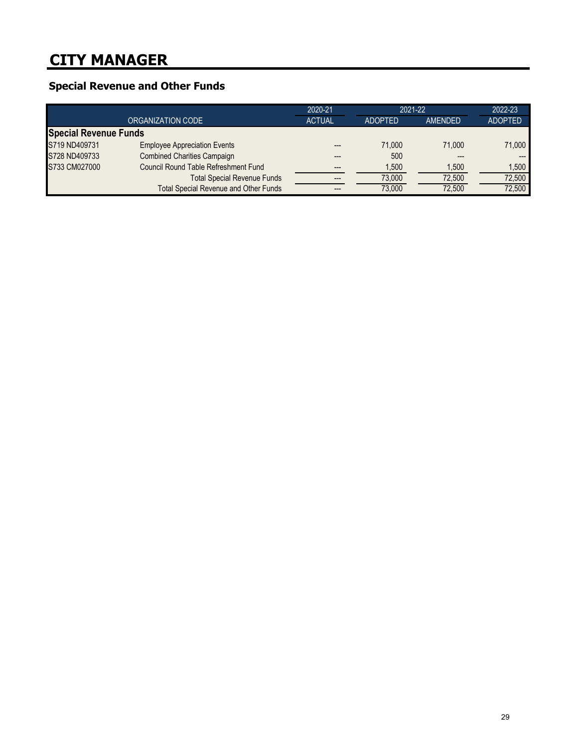# CITY MANAGER

## Special Revenue and Other Funds

| ORGANIZATION CODE | | 2020-21 ACTUAL | 2021-22 ADOPTED | 2021-22 AMENDED | 2022-23 ADOPTED |
|---|---|---|---|---|---|
| **Special Revenue Funds** | | | | | |
| S719 ND409731 | Employee Appreciation Events | --- | 71,000 | 71,000 | 71,000 |
| S728 ND409733 | Combined Charities Campaign | --- | 500 | --- | --- |
| S733 CM027000 | Council Round Table Refreshment Fund | --- | 1,500 | 1,500 | 1,500 |
| | Total Special Revenue Funds | --- | 73,000 | 72,500 | 72,500 |
| | Total Special Revenue and Other Funds | --- | 73,000 | 72,500 | 72,500 |